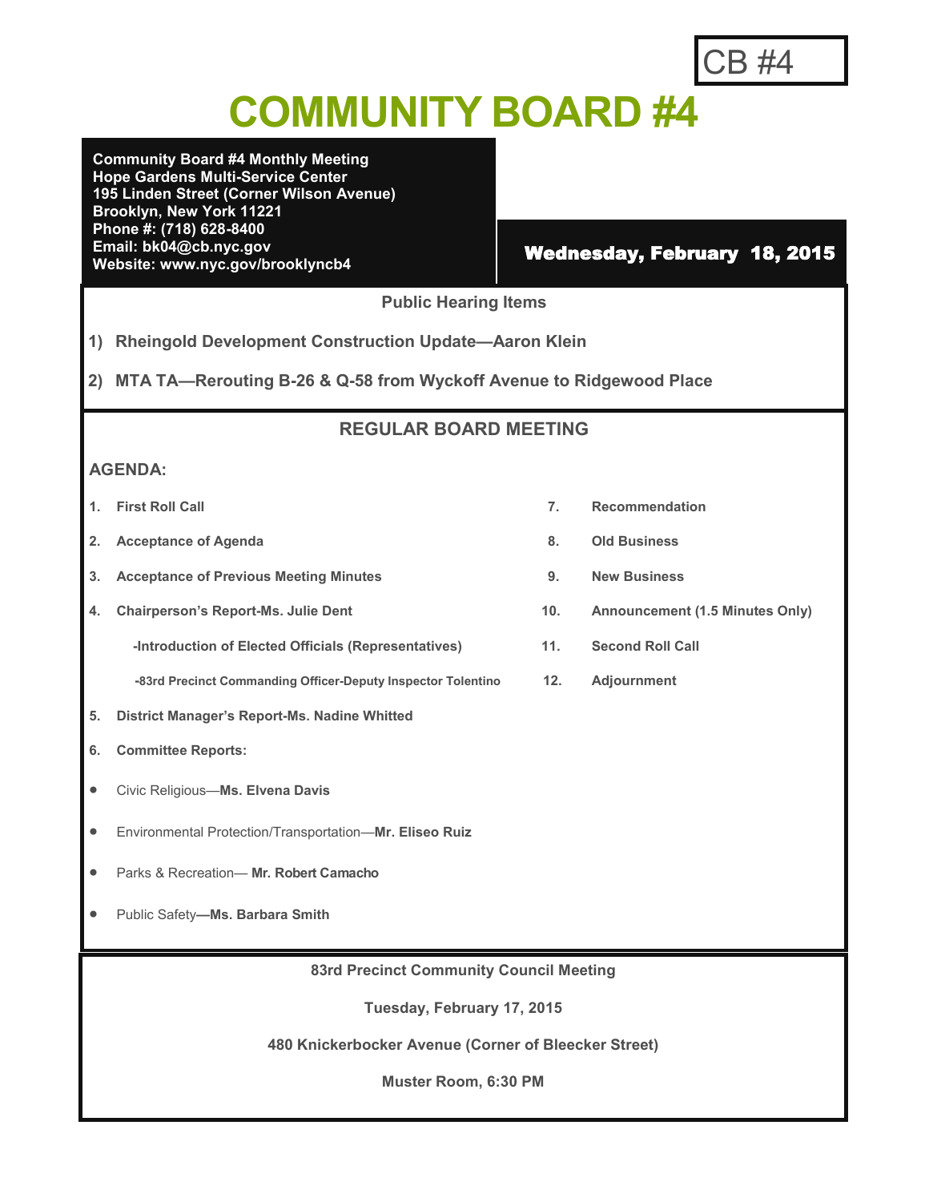CB #4

# COMMUNITY BOARD #4

**Community Board #4 Monthly Meeting**
**Hope Gardens Multi-Service Center**
**195 Linden Street (Corner Wilson Avenue)**
**Brooklyn, New York 11221**
**Phone #: (718) 628-8400**
**Email: bk04@cb.nyc.gov**
**Website: www.nyc.gov/brooklyncb4**

**Wednesday, February 18, 2015**

## Public Hearing Items

1) **Rheingold Development Construction Update—Aaron Klein**
2) **MTA TA—Rerouting B-26 & Q-58 from Wyckoff Avenue to Ridgewood Place**

## REGULAR BOARD MEETING

### AGENDA:

1. **First Roll Call**
2. **Acceptance of Agenda**
3. **Acceptance of Previous Meeting Minutes**
4. **Chairperson's Report-Ms. Julie Dent**
   - **-Introduction of Elected Officials (Representatives)**
   - **-83rd Precinct Commanding Officer-Deputy Inspector Tolentino**
5. **District Manager's Report-Ms. Nadine Whitted**
6. **Committee Reports:**
   - Civic Religious—**Ms. Elvena Davis**
   - Environmental Protection/Transportation—**Mr. Eliseo Ruiz**
   - Parks & Recreation— **Mr. Robert Camacho**
   - Public Safety**—Ms. Barbara Smith**
7. **Recommendation**
8. **Old Business**
9. **New Business**
10. **Announcement (1.5 Minutes Only)**
11. **Second Roll Call**
12. **Adjournment**

**83rd Precinct Community Council Meeting**

**Tuesday, February 17, 2015**

**480 Knickerbocker Avenue (Corner of Bleecker Street)**

**Muster Room, 6:30 PM**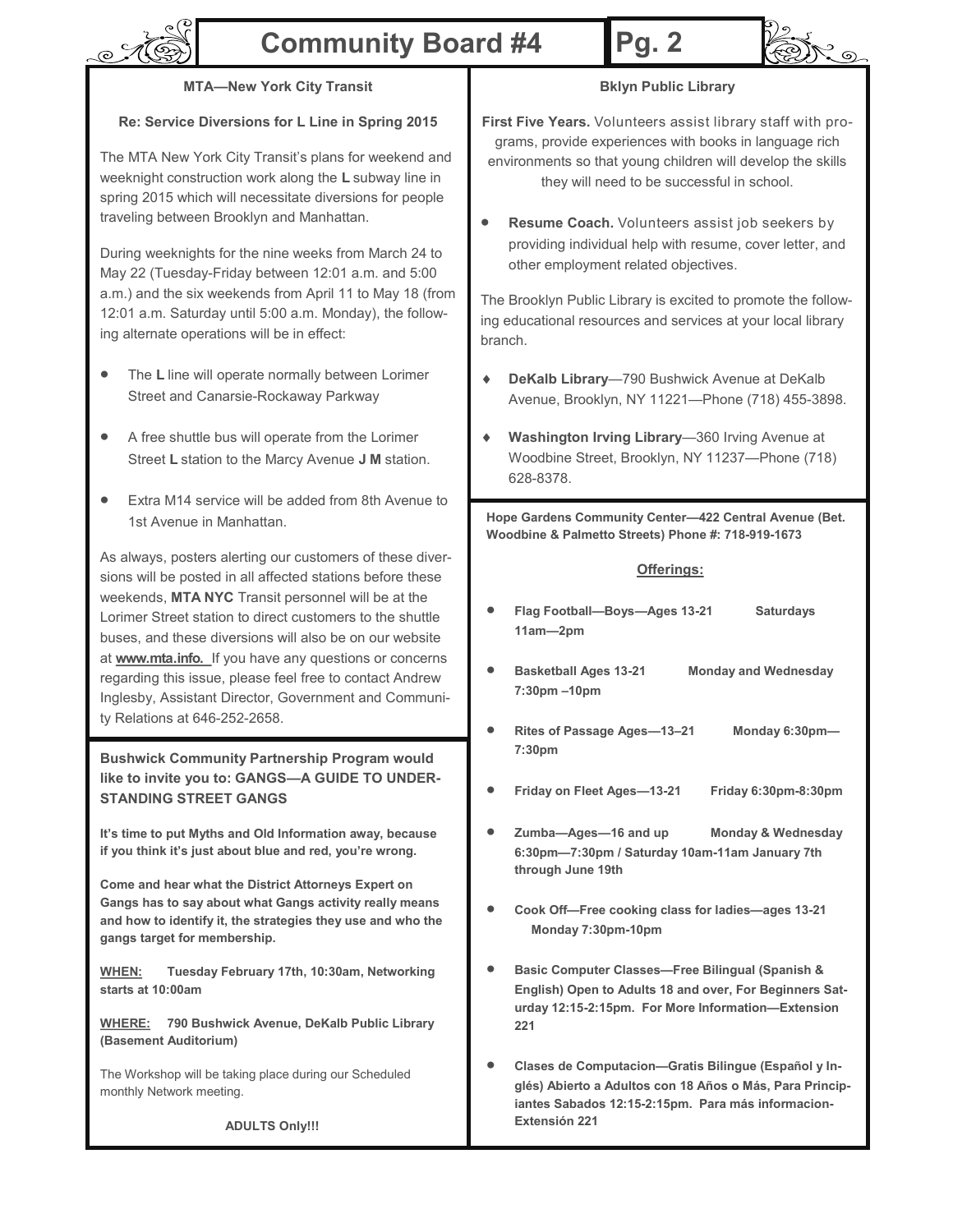## MTA—New York City Transit

**Re: Service Diversions for L Line in Spring 2015**

The MTA New York City Transit's plans for weekend and weeknight construction work along the **L** subway line in spring 2015 which will necessitate diversions for people traveling between Brooklyn and Manhattan.

During weeknights for the nine weeks from March 24 to May 22 (Tuesday-Friday between 12:01 a.m. and 5:00 a.m.) and the six weekends from April 11 to May 18 (from 12:01 a.m. Saturday until 5:00 a.m. Monday), the following alternate operations will be in effect:

- The **L** line will operate normally between Lorimer Street and Canarsie-Rockaway Parkway
- A free shuttle bus will operate from the Lorimer Street **L** station to the Marcy Avenue **J M** station.
- Extra M14 service will be added from 8th Avenue to 1st Avenue in Manhattan.

As always, posters alerting our customers of these diversions will be posted in all affected stations before these weekends, **MTA NYC** Transit personnel will be at the Lorimer Street station to direct customers to the shuttle buses, and these diversions will also be on our website at **www.mta.info.** If you have any questions or concerns regarding this issue, please feel free to contact Andrew Inglesby, Assistant Director, Government and Community Relations at 646-252-2658.

**Bushwick Community Partnership Program would like to invite you to: GANGS—A GUIDE TO UNDERSTANDING STREET GANGS**

**It's time to put Myths and Old Information away, because if you think it's just about blue and red, you're wrong.**

**Come and hear what the District Attorneys Expert on Gangs has to say about what Gangs activity really means and how to identify it, the strategies they use and who the gangs target for membership.**

**WHEN: Tuesday February 17th, 10:30am, Networking starts at 10:00am**

**WHERE: 790 Bushwick Avenue, DeKalb Public Library (Basement Auditorium)**

The Workshop will be taking place during our Scheduled monthly Network meeting.

**ADULTS Only!!!**

## Bklyn Public Library

**First Five Years.** Volunteers assist library staff with programs, provide experiences with books in language rich environments so that young children will develop the skills they will need to be successful in school.

- **Resume Coach.** Volunteers assist job seekers by providing individual help with resume, cover letter, and other employment related objectives.

The Brooklyn Public Library is excited to promote the following educational resources and services at your local library branch.

- **DeKalb Library**—790 Bushwick Avenue at DeKalb Avenue, Brooklyn, NY 11221—Phone (718) 455-3898.
- **Washington Irving Library**—360 Irving Avenue at Woodbine Street, Brooklyn, NY 11237—Phone (718) 628-8378.

**Hope Gardens Community Center—422 Central Avenue (Bet. Woodbine & Palmetto Streets) Phone #: 718-919-1673**

**Offerings:**

- **Flag Football—Boys—Ages 13-21 Saturdays 11am—2pm**
- **Basketball Ages 13-21 Monday and Wednesday 7:30pm –10pm**
- **Rites of Passage Ages—13–21 Monday 6:30pm—7:30pm**
- **Friday on Fleet Ages—13-21 Friday 6:30pm-8:30pm**
- **Zumba—Ages—16 and up Monday & Wednesday 6:30pm—7:30pm / Saturday 10am-11am January 7th through June 19th**
- **Cook Off—Free cooking class for ladies—ages 13-21 Monday 7:30pm-10pm**
- **Basic Computer Classes—Free Bilingual (Spanish & English) Open to Adults 18 and over, For Beginners Saturday 12:15-2:15pm. For More Information—Extension 221**
- **Clases de Computacion—Gratis Bilingue (Español y Inglés) Abierto a Adultos con 18 Años o Más, Para Principiantes Sabados 12:15-2:15pm. Para más informacion-Extensión 221**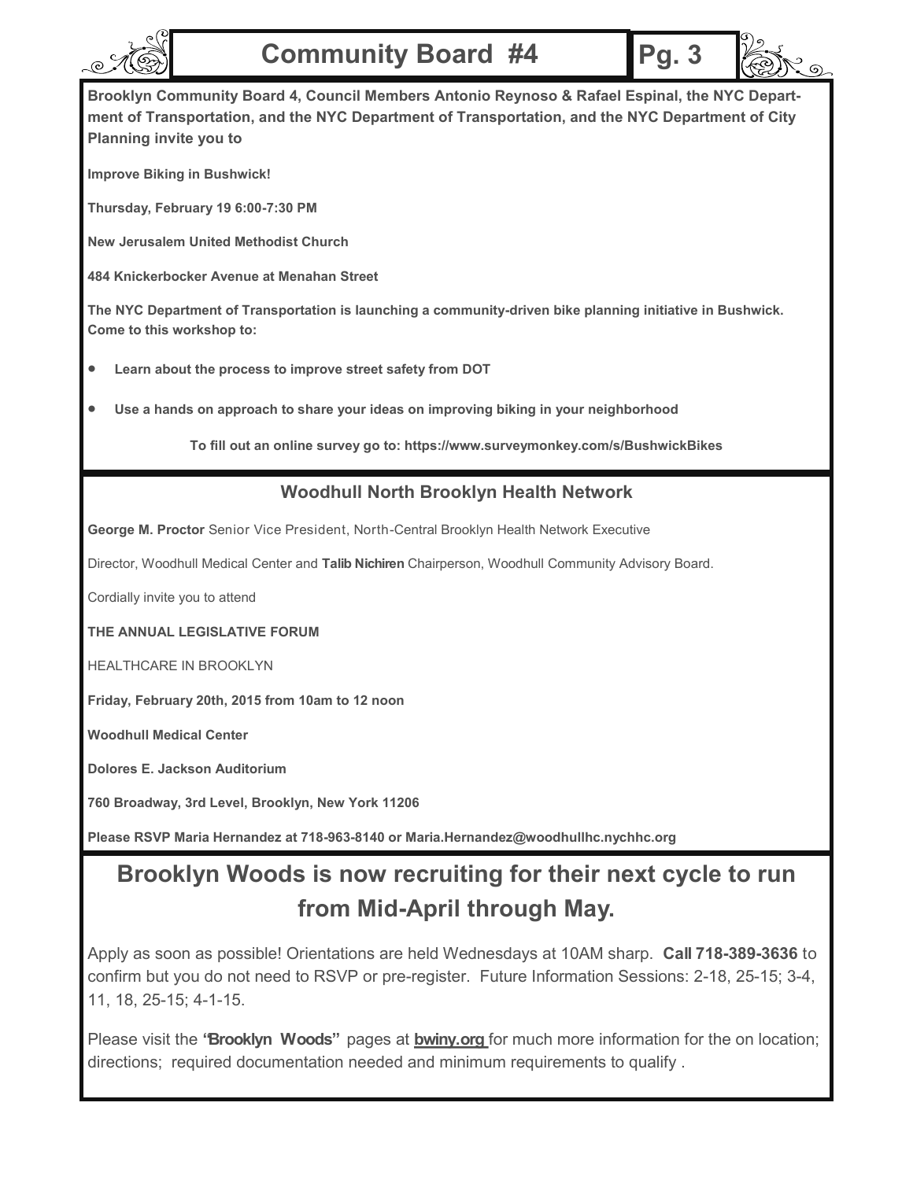**Brooklyn Community Board 4, Council Members Antonio Reynoso & Rafael Espinal, the NYC Department of Transportation, and the NYC Department of Transportation, and the NYC Department of City Planning invite you to**

**Improve Biking in Bushwick!**

**Thursday, February 19 6:00-7:30 PM**

**New Jerusalem United Methodist Church**

**484 Knickerbocker Avenue at Menahan Street**

**The NYC Department of Transportation is launching a community-driven bike planning initiative in Bushwick. Come to this workshop to:**

- **Learn about the process to improve street safety from DOT**
- **Use a hands on approach to share your ideas on improving biking in your neighborhood**

**To fill out an online survey go to: https://www.surveymonkey.com/s/BushwickBikes**

## Woodhull North Brooklyn Health Network

**George M. Proctor** Senior Vice President, North-Central Brooklyn Health Network Executive Director, Woodhull Medical Center and **Talib Nichiren** Chairperson, Woodhull Community Advisory Board.

Cordially invite you to attend

**THE ANNUAL LEGISLATIVE FORUM**

HEALTHCARE IN BROOKLYN

**Friday, February 20th, 2015 from 10am to 12 noon**

**Woodhull Medical Center**

**Dolores E. Jackson Auditorium**

**760 Broadway, 3rd Level, Brooklyn, New York 11206**

**Please RSVP Maria Hernandez at 718-963-8140 or Maria.Hernandez@woodhullhc.nychhc.org**

## Brooklyn Woods is now recruiting for their next cycle to run from Mid-April through May.

Apply as soon as possible! Orientations are held Wednesdays at 10AM sharp. **Call 718-389-3636** to confirm but you do not need to RSVP or pre-register. Future Information Sessions: 2-18, 25-15; 3-4, 11, 18, 25-15; 4-1-15.

Please visit the **"Brooklyn Woods"** pages at **bwiny.org** for much more information for the on location; directions; required documentation needed and minimum requirements to qualify .